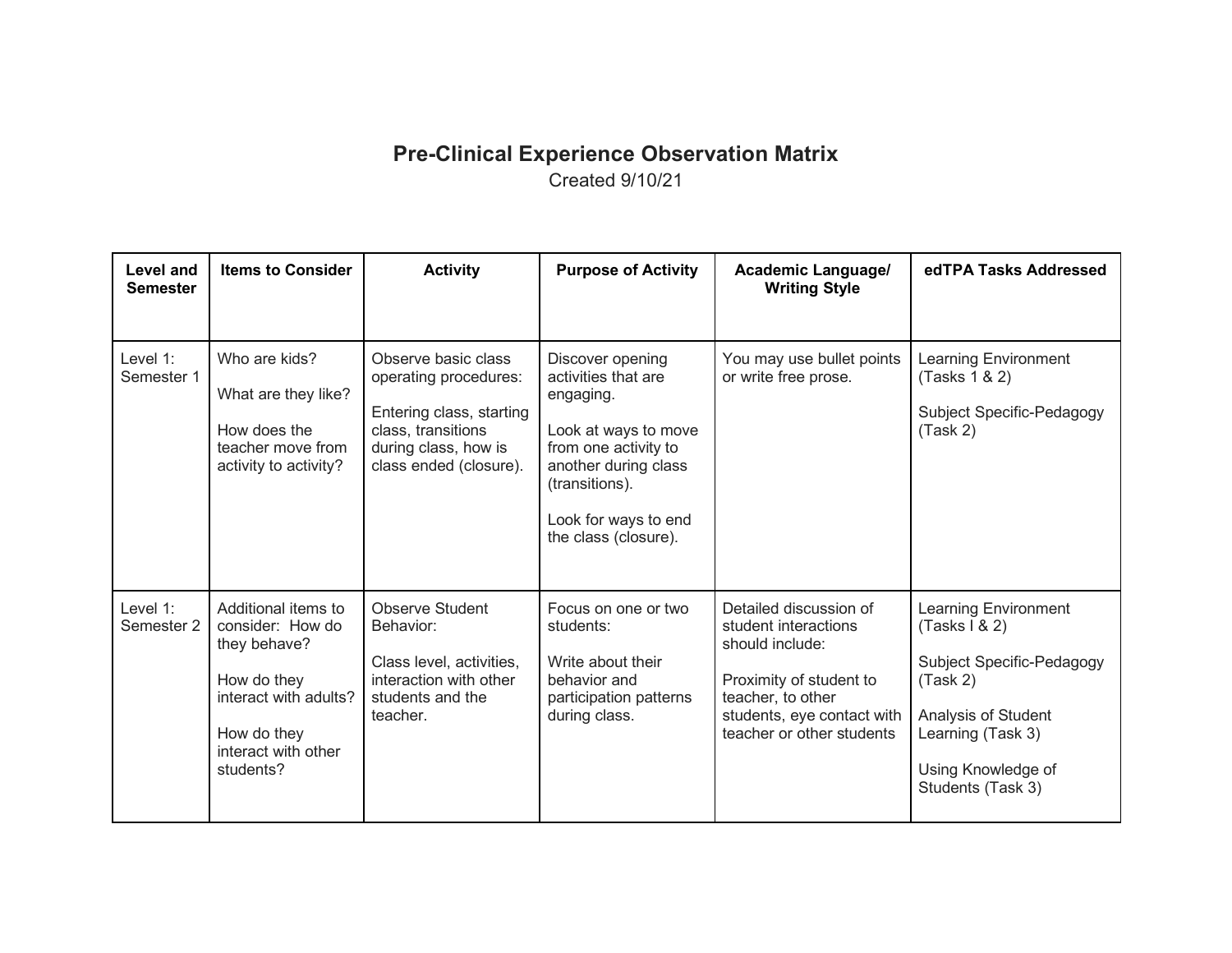# Pre-Clinical Experience Observation Matrix

Created 9/10/21

| Level and Semester | Items to Consider | Activity | Purpose of Activity | Academic Language/ Writing Style | edTPA Tasks Addressed |
|---|---|---|---|---|---|
| Level 1: Semester 1 | Who are kids?<br><br>What are they like?<br><br>How does the teacher move from activity to activity? | Observe basic class operating procedures:<br><br>Entering class, starting class, transitions during class, how is class ended (closure). | Discover opening activities that are engaging.<br><br>Look at ways to move from one activity to another during class (transitions).<br><br>Look for ways to end the class (closure). | You may use bullet points or write free prose. | Learning Environment (Tasks 1 & 2)<br><br>Subject Specific-Pedagogy (Task 2) |
| Level 1: Semester 2 | Additional items to consider: How do they behave?<br><br>How do they interact with adults?<br><br>How do they interact with other students? | Observe Student Behavior:<br><br>Class level, activities, interaction with other students and the teacher. | Focus on one or two students:<br><br>Write about their behavior and participation patterns during class. | Detailed discussion of student interactions should include:<br><br>Proximity of student to teacher, to other students, eye contact with teacher or other students | Learning Environment (Tasks I & 2)<br><br>Subject Specific-Pedagogy (Task 2)<br><br>Analysis of Student Learning (Task 3)<br><br>Using Knowledge of Students (Task 3) |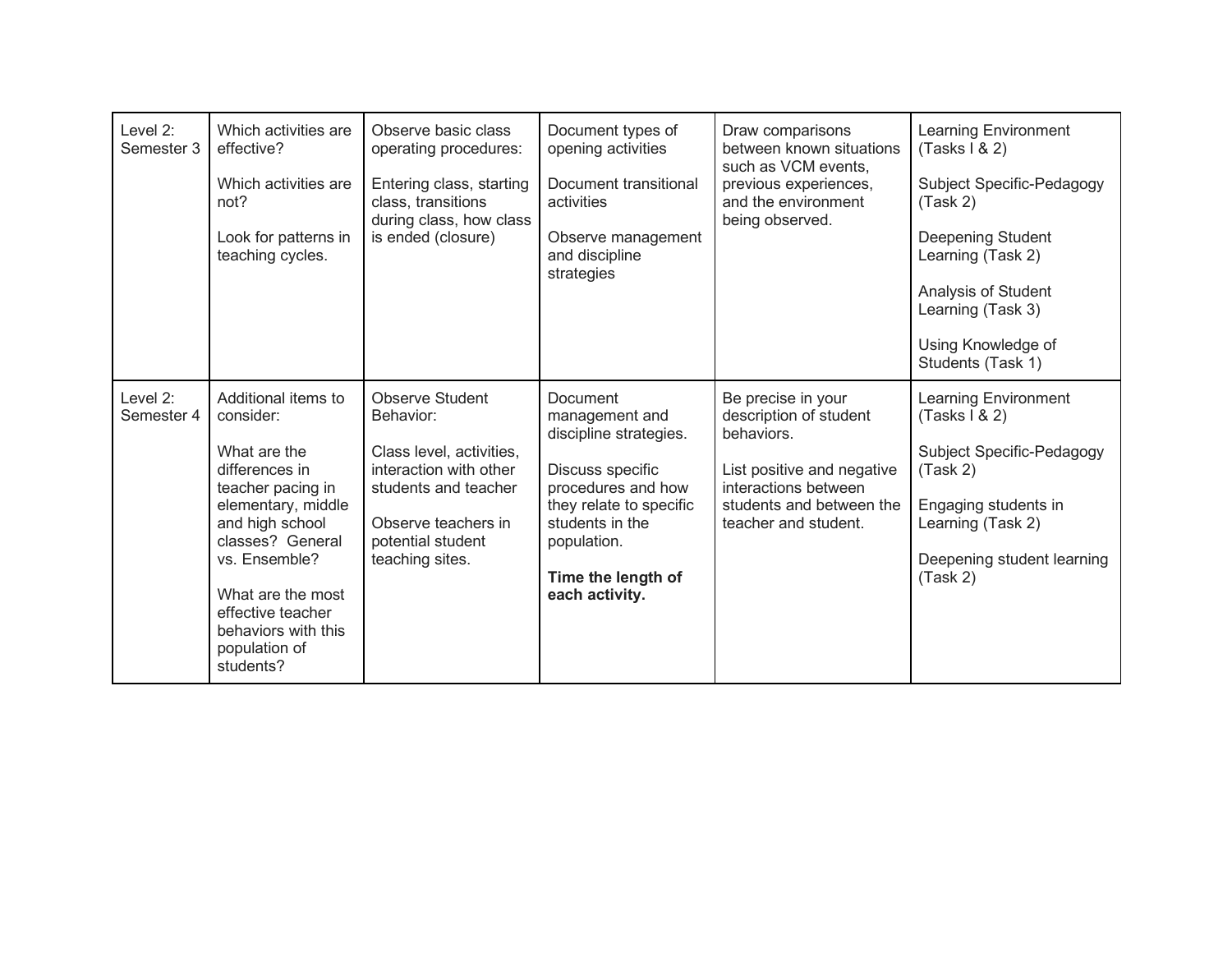| | | | | | |
|---|---|---|---|---|---|
| Level 2: Semester 3 | Which activities are effective?<br><br>Which activities are not?<br><br>Look for patterns in teaching cycles. | Observe basic class operating procedures:<br><br>Entering class, starting class, transitions during class, how class is ended (closure) | Document types of opening activities<br><br>Document transitional activities<br><br>Observe management and discipline strategies | Draw comparisons between known situations such as VCM events, previous experiences, and the environment being observed. | Learning Environment (Tasks I & 2)<br><br>Subject Specific-Pedagogy (Task 2)<br><br>Deepening Student Learning (Task 2)<br><br>Analysis of Student Learning (Task 3)<br><br>Using Knowledge of Students (Task 1) |
| Level 2: Semester 4 | Additional items to consider:<br><br>What are the differences in teacher pacing in elementary, middle and high school classes? General vs. Ensemble?<br><br>What are the most effective teacher behaviors with this population of students? | Observe Student Behavior:<br><br>Class level, activities, interaction with other students and teacher<br><br>Observe teachers in potential student teaching sites. | Document management and discipline strategies.<br><br>Discuss specific procedures and how they relate to specific students in the population.<br><br>**Time the length of each activity.** | Be precise in your description of student behaviors.<br><br>List positive and negative interactions between students and between the teacher and student. | Learning Environment (Tasks I & 2)<br><br>Subject Specific-Pedagogy (Task 2)<br><br>Engaging students in Learning (Task 2)<br><br>Deepening student learning (Task 2) |